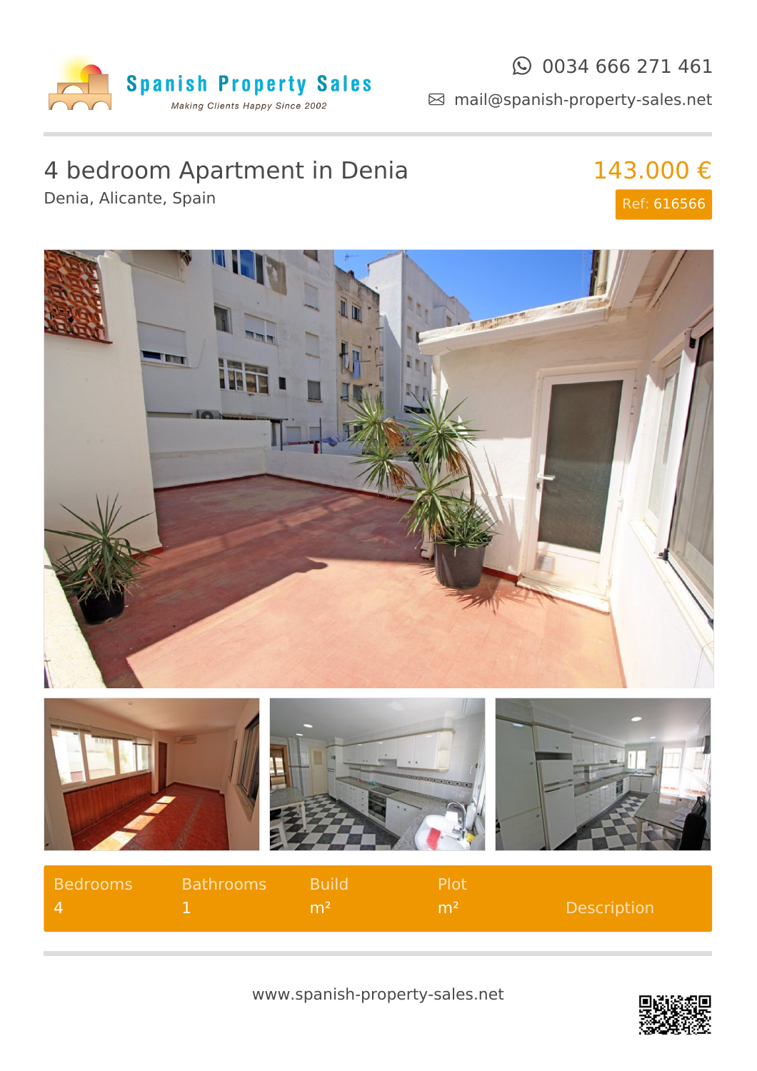Spanish Property Sales

*Making Clients Happy Since 2002*

0034 666 271 461

mail@spanish-property-sales.net

# 4 bedroom Apartment in Denia

Denia, Alicante, Spain

**143.000 €**

Ref: 616566

| Bedrooms | Bathrooms | Build | Plot | |
|---|---|---|---|---|
| 4 | 1 | m² | m² | Description |

www.spanish-property-sales.net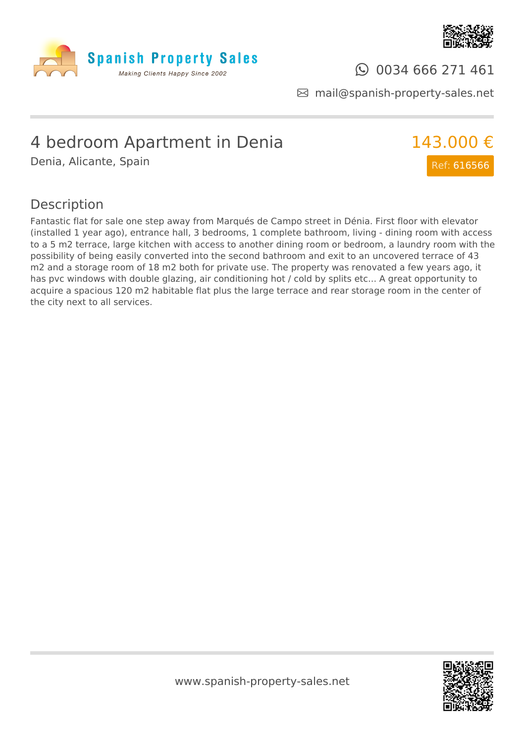# 4 bedroom Apartment in Denia

Denia, Alicante, Spain

143.000 €

Ref: 616566

## Description

Fantastic flat for sale one step away from Marqués de Campo street in Dénia. First floor with elevator (installed 1 year ago), entrance hall, 3 bedrooms, 1 complete bathroom, living - dining room with access to a 5 m2 terrace, large kitchen with access to another dining room or bedroom, a laundry room with the possibility of being easily converted into the second bathroom and exit to an uncovered terrace of 43 m2 and a storage room of 18 m2 both for private use. The property was renovated a few years ago, it has pvc windows with double glazing, air conditioning hot / cold by splits etc... A great opportunity to acquire a spacious 120 m2 habitable flat plus the large terrace and rear storage room in the center of the city next to all services.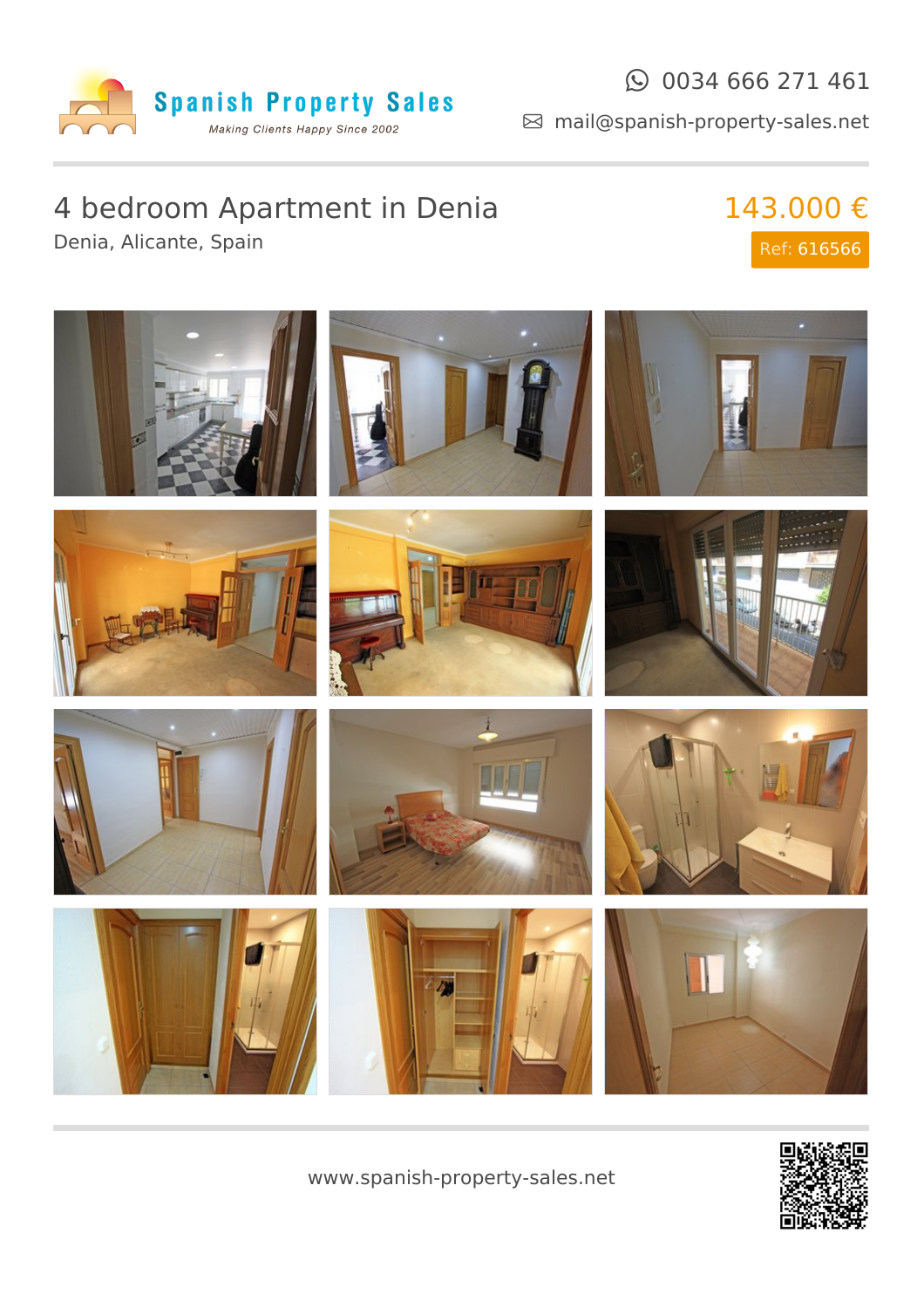Spanish Property Sales

*Making Clients Happy Since 2002*

0034 666 271 461

mail@spanish-property-sales.net

# 4 bedroom Apartment in Denia

Denia, Alicante, Spain

143.000 €

Ref: 616566

www.spanish-property-sales.net